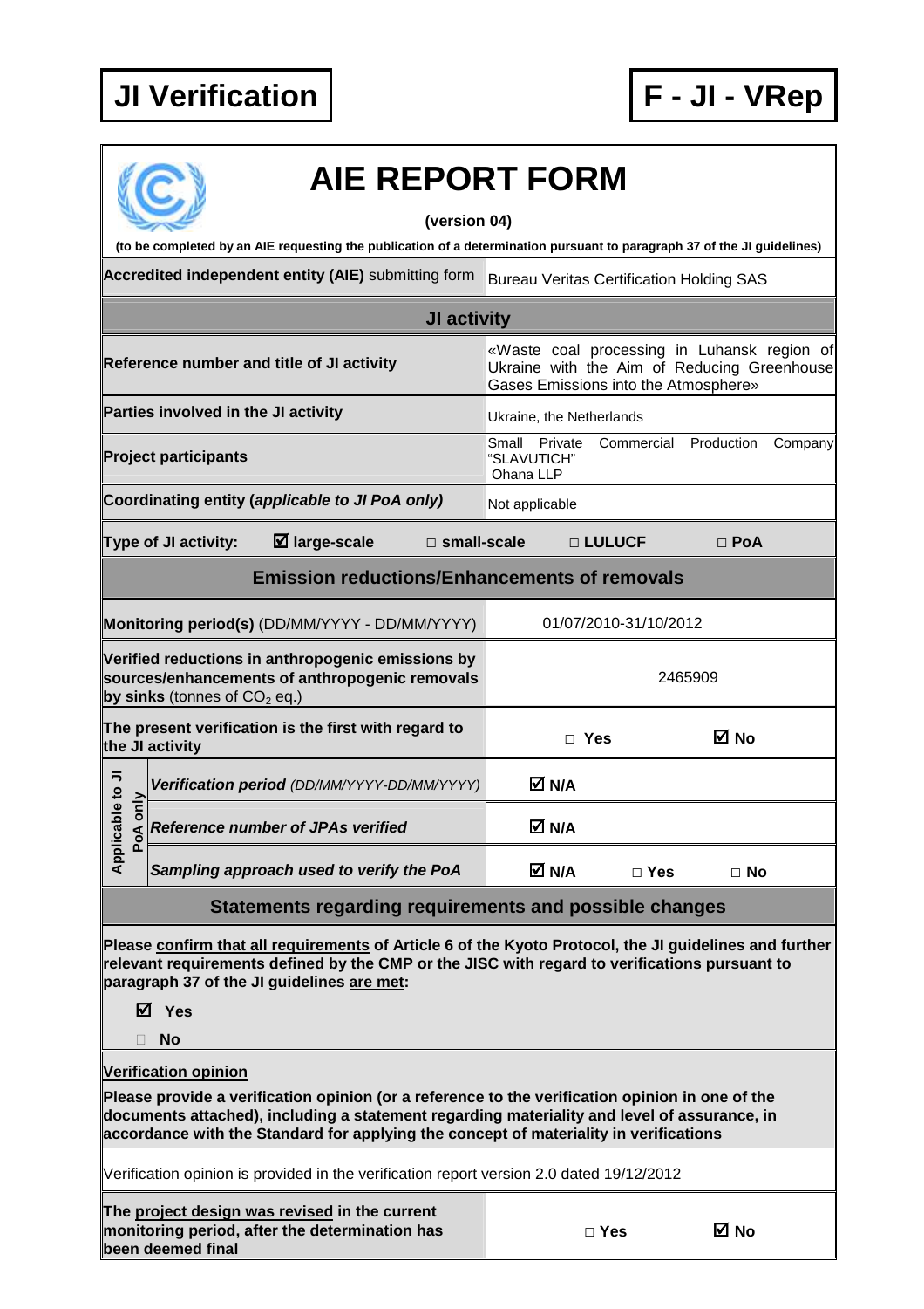**JI Verification** | **F - JI - VRep**

# AIE REPORT FORM

**(version 04)**

**(to be completed by an AIE requesting the publication of a determination pursuant to paragraph 37 of the JI guidelines)**

| **Accredited independent entity (AIE)** submitting form | Bureau Veritas Certification Holding SAS |
|---|---|

## JI activity

| | |
|---|---|
| **Reference number and title of JI activity** | «Waste coal processing in Luhansk region of Ukraine with the Aim of Reducing Greenhouse Gases Emissions into the Atmosphere» |
| **Parties involved in the JI activity** | Ukraine, the Netherlands |
| **Project participants** | Small Private Commercial Production Company "SLAVUTICH"<br>Ohana LLP |
| **Coordinating entity (*applicable to JI PoA only*)** | Not applicable |
| **Type of JI activity:** | ☑ **large-scale** □ **small-scale** □ **LULUCF** □ **PoA** |

## Emission reductions/Enhancements of removals

| | |
|---|---|
| **Monitoring period(s)** (DD/MM/YYYY - DD/MM/YYYY) | 01/07/2010-31/10/2012 |
| **Verified reductions in anthropogenic emissions by sources/enhancements of anthropogenic removals by sinks** (tonnes of $CO_2$ eq.) | 2465909 |
| **The present verification is the first with regard to the JI activity** | □ **Yes** ☑ **No** |
| *Applicable to JI PoA only* — ***Verification period*** *(DD/MM/YYYY-DD/MM/YYYY)* | ☑ **N/A** |
| *Applicable to JI PoA only* — ***Reference number of JPAs verified*** | ☑ **N/A** |
| *Applicable to JI PoA only* — ***Sampling approach used to verify the PoA*** | ☑ **N/A** □ **Yes** □ **No** |

## Statements regarding requirements and possible changes

**Please confirm that all requirements of Article 6 of the Kyoto Protocol, the JI guidelines and further relevant requirements defined by the CMP or the JISC with regard to verifications pursuant to paragraph 37 of the JI guidelines are met:**

☑ **Yes**

□ **No**

**Verification opinion**

**Please provide a verification opinion (or a reference to the verification opinion in one of the documents attached), including a statement regarding materiality and level of assurance, in accordance with the Standard for applying the concept of materiality in verifications**

Verification opinion is provided in the verification report version 2.0 dated 19/12/2012

| | |
|---|---|
| **The project design was revised in the current monitoring period, after the determination has been deemed final** | □ **Yes** ☑ **No** |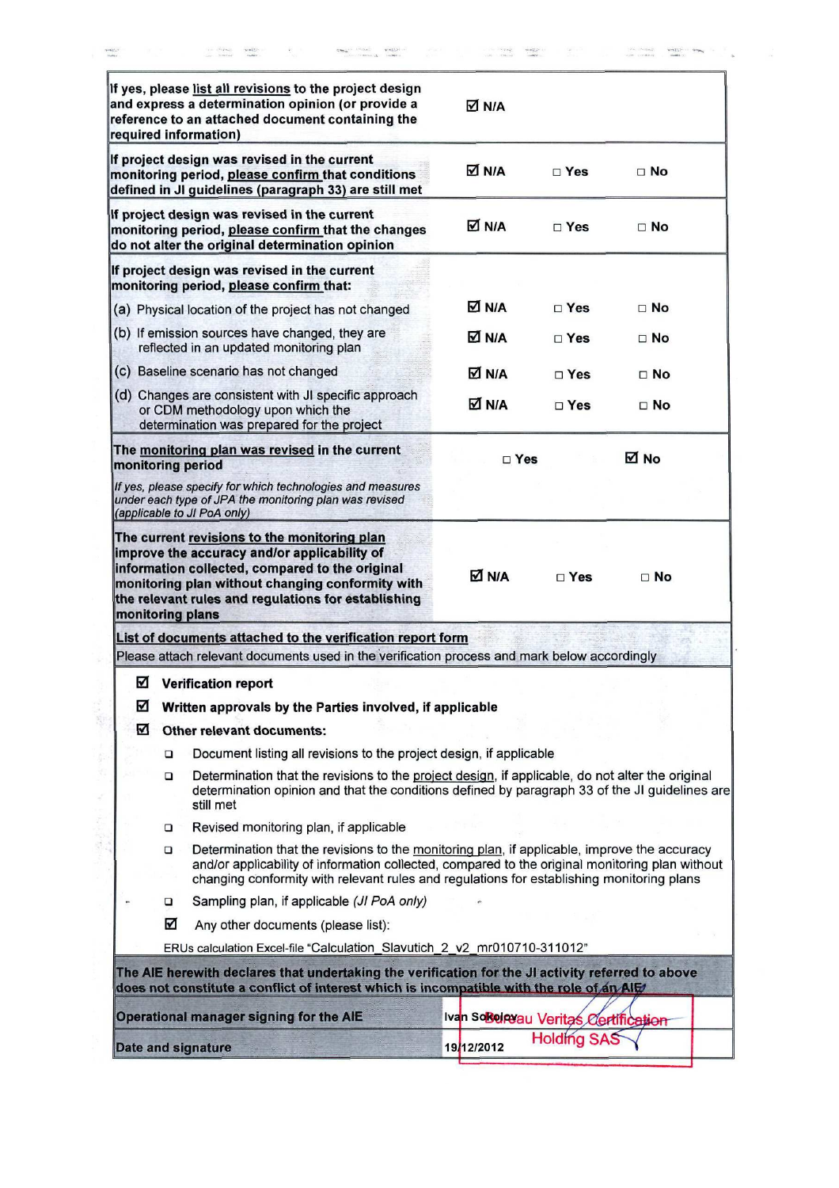| | | | |
|---|---|---|---|
| If yes, please list all revisions to the project design and express a determination opinion (or provide a reference to an attached document containing the required information) | ☑ N/A | | |
| If project design was revised in the current monitoring period, please confirm that conditions defined in JI guidelines (paragraph 33) are still met | ☑ N/A | □ Yes | □ No |
| If project design was revised in the current monitoring period, please confirm that the changes do not alter the original determination opinion | ☑ N/A | □ Yes | □ No |
| If project design was revised in the current monitoring period, please confirm that: | | | |
| (a) Physical location of the project has not changed | ☑ N/A | □ Yes | □ No |
| (b) If emission sources have changed, they are reflected in an updated monitoring plan | ☑ N/A | □ Yes | □ No |
| (c) Baseline scenario has not changed | ☑ N/A | □ Yes | □ No |
| (d) Changes are consistent with JI specific approach or CDM methodology upon which the determination was prepared for the project | ☑ N/A | □ Yes | □ No |
| The monitoring plan was revised in the current monitoring period<br>*If yes, please specify for which technologies and measures under each type of JPA the monitoring plan was revised (applicable to JI PoA only)* | | □ Yes | ☑ No |
| The current revisions to the monitoring plan improve the accuracy and/or applicability of information collected, compared to the original monitoring plan without changing conformity with the relevant rules and regulations for establishing monitoring plans | ☑ N/A | □ Yes | □ No |

**List of documents attached to the verification report form**

Please attach relevant documents used in the verification process and mark below accordingly

- ☑ **Verification report**
- ☑ **Written approvals by the Parties involved, if applicable**
- ☑ **Other relevant documents:**
  - ❑ Document listing all revisions to the project design, if applicable
  - ❑ Determination that the revisions to the project design, if applicable, do not alter the original determination opinion and that the conditions defined by paragraph 33 of the JI guidelines are still met
  - ❑ Revised monitoring plan, if applicable
  - ❑ Determination that the revisions to the monitoring plan, if applicable, improve the accuracy and/or applicability of information collected, compared to the original monitoring plan without changing conformity with relevant rules and regulations for establishing monitoring plans
  - ❑ Sampling plan, if applicable *(JI PoA only)*
  - ☑ Any other documents (please list):

ERUs calculation Excel-file "Calculation_Slavutich_2_v2_mr010710-311012"

**The AIE herewith declares that undertaking the verification for the JI activity referred to above does not constitute a conflict of interest which is incompatible with the role of an AIE**

| | |
|---|---|
| **Operational manager signing for the AIE** | Ivan Sokolov |
| **Date and signature** | 19/12/2012 |

Bureau Veritas Certification Holding SAS